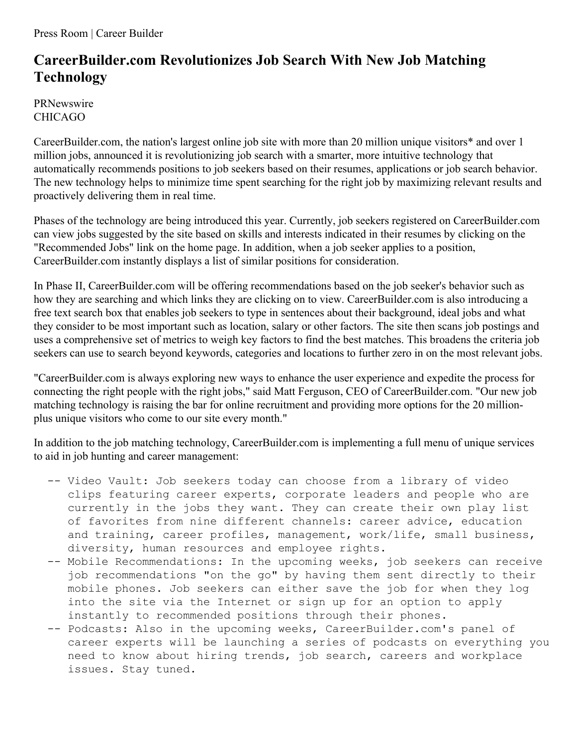Press Room | Career Builder

# CareerBuilder.com Revolutionizes Job Search With New Job Matching Technology

PRNewswire
CHICAGO

CareerBuilder.com, the nation's largest online job site with more than 20 million unique visitors* and over 1 million jobs, announced it is revolutionizing job search with a smarter, more intuitive technology that automatically recommends positions to job seekers based on their resumes, applications or job search behavior. The new technology helps to minimize time spent searching for the right job by maximizing relevant results and proactively delivering them in real time.

Phases of the technology are being introduced this year. Currently, job seekers registered on CareerBuilder.com can view jobs suggested by the site based on skills and interests indicated in their resumes by clicking on the "Recommended Jobs" link on the home page. In addition, when a job seeker applies to a position, CareerBuilder.com instantly displays a list of similar positions for consideration.

In Phase II, CareerBuilder.com will be offering recommendations based on the job seeker's behavior such as how they are searching and which links they are clicking on to view. CareerBuilder.com is also introducing a free text search box that enables job seekers to type in sentences about their background, ideal jobs and what they consider to be most important such as location, salary or other factors. The site then scans job postings and uses a comprehensive set of metrics to weigh key factors to find the best matches. This broadens the criteria job seekers can use to search beyond keywords, categories and locations to further zero in on the most relevant jobs.

"CareerBuilder.com is always exploring new ways to enhance the user experience and expedite the process for connecting the right people with the right jobs," said Matt Ferguson, CEO of CareerBuilder.com. "Our new job matching technology is raising the bar for online recruitment and providing more options for the 20 million-plus unique visitors who come to our site every month."

In addition to the job matching technology, CareerBuilder.com is implementing a full menu of unique services to aid in job hunting and career management:

- Video Vault: Job seekers today can choose from a library of video clips featuring career experts, corporate leaders and people who are currently in the jobs they want. They can create their own play list of favorites from nine different channels: career advice, education and training, career profiles, management, work/life, small business, diversity, human resources and employee rights.
- Mobile Recommendations: In the upcoming weeks, job seekers can receive job recommendations "on the go" by having them sent directly to their mobile phones. Job seekers can either save the job for when they log into the site via the Internet or sign up for an option to apply instantly to recommended positions through their phones.
- Podcasts: Also in the upcoming weeks, CareerBuilder.com's panel of career experts will be launching a series of podcasts on everything you need to know about hiring trends, job search, careers and workplace issues. Stay tuned.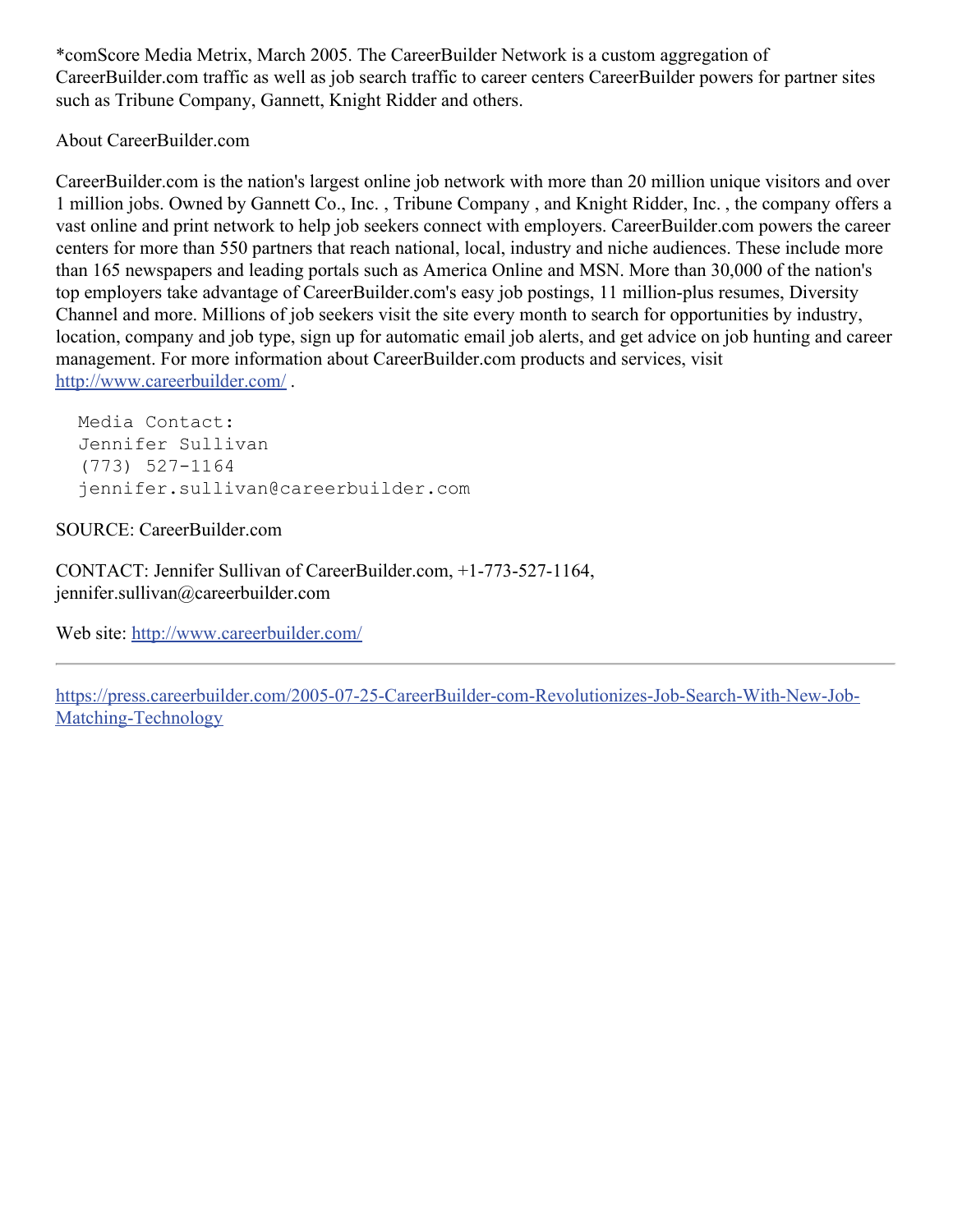*comScore Media Metrix, March 2005. The CareerBuilder Network is a custom aggregation of CareerBuilder.com traffic as well as job search traffic to career centers CareerBuilder powers for partner sites such as Tribune Company, Gannett, Knight Ridder and others.

About CareerBuilder.com

CareerBuilder.com is the nation's largest online job network with more than 20 million unique visitors and over 1 million jobs. Owned by Gannett Co., Inc. , Tribune Company , and Knight Ridder, Inc. , the company offers a vast online and print network to help job seekers connect with employers. CareerBuilder.com powers the career centers for more than 550 partners that reach national, local, industry and niche audiences. These include more than 165 newspapers and leading portals such as America Online and MSN. More than 30,000 of the nation's top employers take advantage of CareerBuilder.com's easy job postings, 11 million-plus resumes, Diversity Channel and more. Millions of job seekers visit the site every month to search for opportunities by industry, location, company and job type, sign up for automatic email job alerts, and get advice on job hunting and career management. For more information about CareerBuilder.com products and services, visit http://www.careerbuilder.com/ .

```
Media Contact:
Jennifer Sullivan
(773) 527-1164
jennifer.sullivan@careerbuilder.com
```

SOURCE: CareerBuilder.com

CONTACT: Jennifer Sullivan of CareerBuilder.com, +1-773-527-1164, jennifer.sullivan@careerbuilder.com

Web site: http://www.careerbuilder.com/

---

https://press.careerbuilder.com/2005-07-25-CareerBuilder-com-Revolutionizes-Job-Search-With-New-Job-Matching-Technology